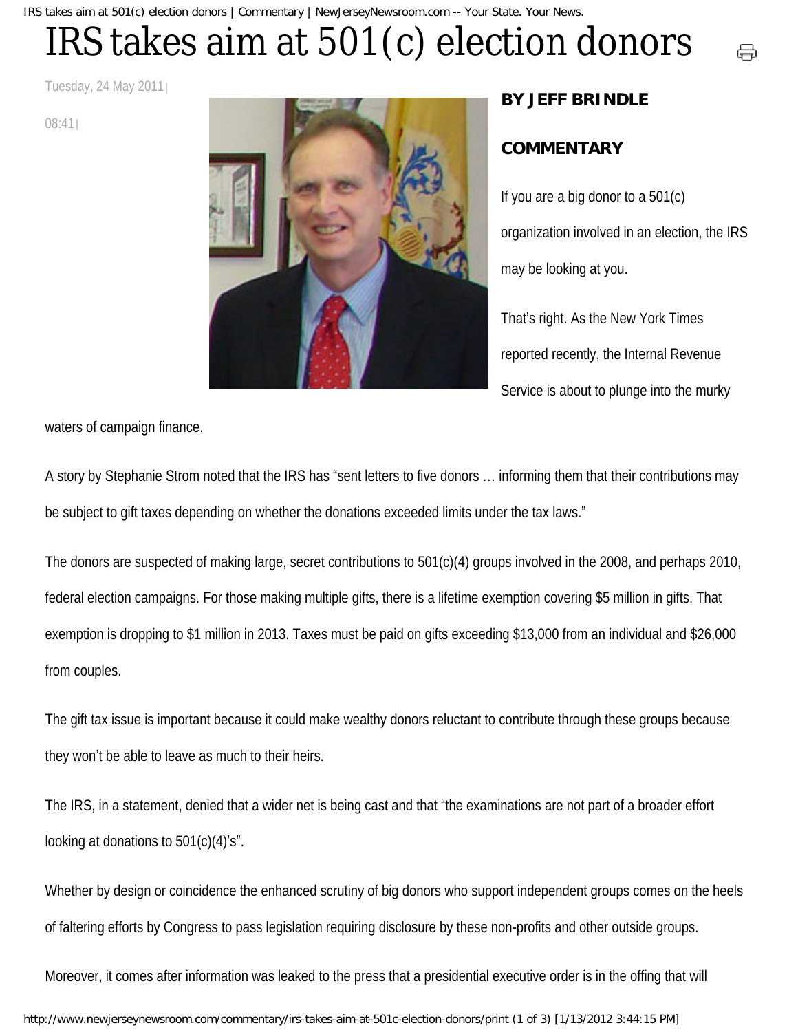# IRS takes aim at 501(c) election donors

Tuesday, 24 May 2011 | 08:41 |

**BY JEFF BRINDLE**

**COMMENTARY**

If you are a big donor to a 501(c) organization involved in an election, the IRS may be looking at you.

That's right. As the New York Times reported recently, the Internal Revenue Service is about to plunge into the murky waters of campaign finance.

A story by Stephanie Strom noted that the IRS has "sent letters to five donors … informing them that their contributions may be subject to gift taxes depending on whether the donations exceeded limits under the tax laws."

The donors are suspected of making large, secret contributions to 501(c)(4) groups involved in the 2008, and perhaps 2010, federal election campaigns. For those making multiple gifts, there is a lifetime exemption covering $5 million in gifts. That exemption is dropping to $1 million in 2013. Taxes must be paid on gifts exceeding $13,000 from an individual and $26,000 from couples.

The gift tax issue is important because it could make wealthy donors reluctant to contribute through these groups because they won't be able to leave as much to their heirs.

The IRS, in a statement, denied that a wider net is being cast and that "the examinations are not part of a broader effort looking at donations to 501(c)(4)'s".

Whether by design or coincidence the enhanced scrutiny of big donors who support independent groups comes on the heels of faltering efforts by Congress to pass legislation requiring disclosure by these non-profits and other outside groups.

Moreover, it comes after information was leaked to the press that a presidential executive order is in the offing that will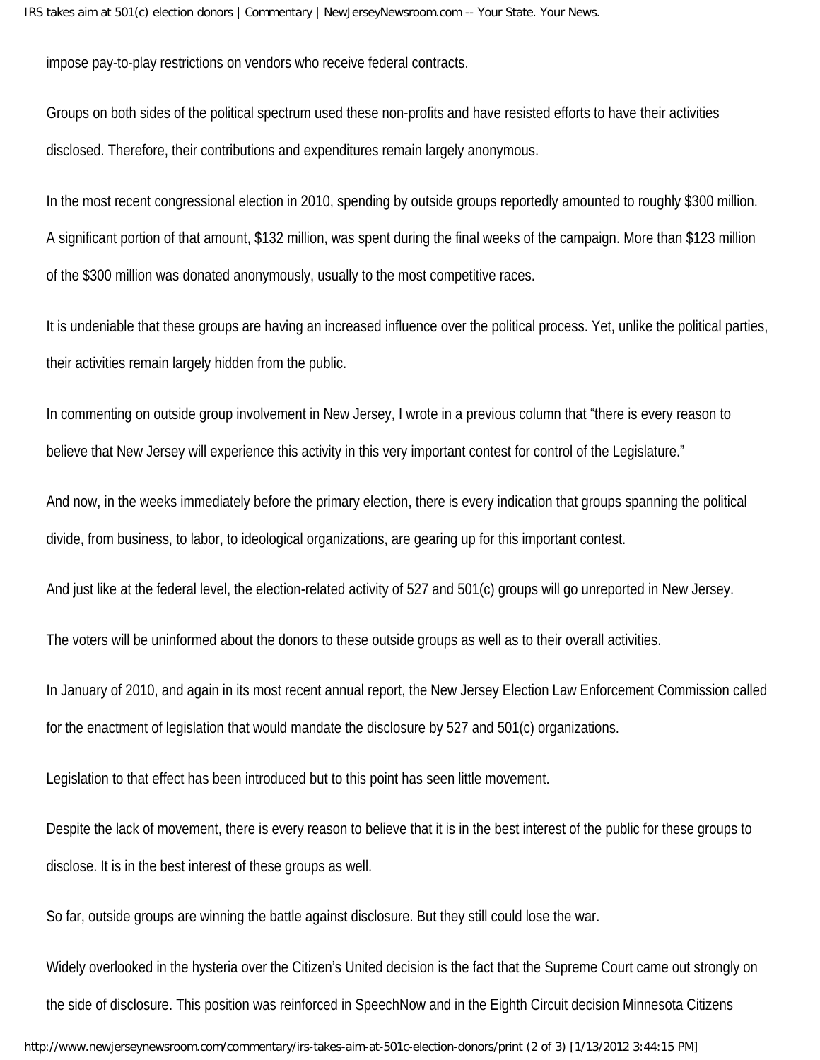impose pay-to-play restrictions on vendors who receive federal contracts.

Groups on both sides of the political spectrum used these non-profits and have resisted efforts to have their activities disclosed. Therefore, their contributions and expenditures remain largely anonymous.

In the most recent congressional election in 2010, spending by outside groups reportedly amounted to roughly $300 million. A significant portion of that amount, $132 million, was spent during the final weeks of the campaign. More than $123 million of the $300 million was donated anonymously, usually to the most competitive races.

It is undeniable that these groups are having an increased influence over the political process. Yet, unlike the political parties, their activities remain largely hidden from the public.

In commenting on outside group involvement in New Jersey, I wrote in a previous column that "there is every reason to believe that New Jersey will experience this activity in this very important contest for control of the Legislature."

And now, in the weeks immediately before the primary election, there is every indication that groups spanning the political divide, from business, to labor, to ideological organizations, are gearing up for this important contest.

And just like at the federal level, the election-related activity of 527 and 501(c) groups will go unreported in New Jersey.

The voters will be uninformed about the donors to these outside groups as well as to their overall activities.

In January of 2010, and again in its most recent annual report, the New Jersey Election Law Enforcement Commission called for the enactment of legislation that would mandate the disclosure by 527 and 501(c) organizations.

Legislation to that effect has been introduced but to this point has seen little movement.

Despite the lack of movement, there is every reason to believe that it is in the best interest of the public for these groups to disclose. It is in the best interest of these groups as well.

So far, outside groups are winning the battle against disclosure. But they still could lose the war.

Widely overlooked in the hysteria over the Citizen's United decision is the fact that the Supreme Court came out strongly on the side of disclosure. This position was reinforced in SpeechNow and in the Eighth Circuit decision Minnesota Citizens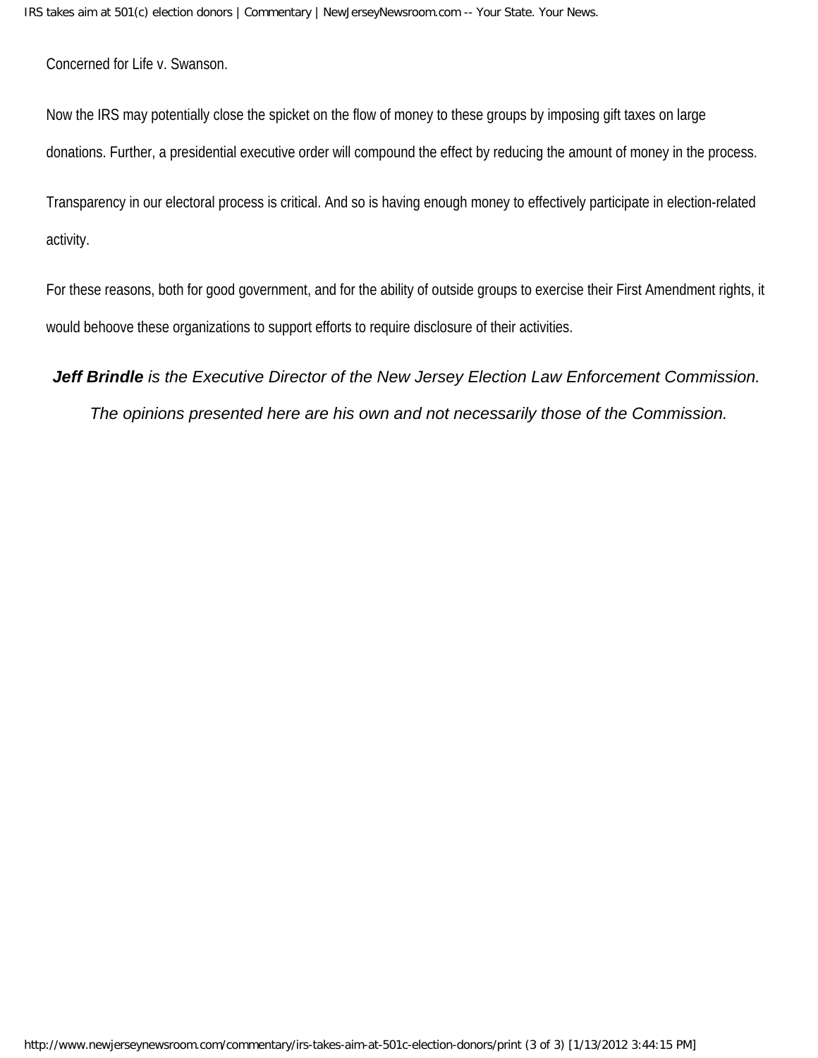Concerned for Life v. Swanson.

Now the IRS may potentially close the spicket on the flow of money to these groups by imposing gift taxes on large donations. Further, a presidential executive order will compound the effect by reducing the amount of money in the process.

Transparency in our electoral process is critical. And so is having enough money to effectively participate in election-related activity.

For these reasons, both for good government, and for the ability of outside groups to exercise their First Amendment rights, it would behoove these organizations to support efforts to require disclosure of their activities.

***Jeff Brindle** is the Executive Director of the New Jersey Election Law Enforcement Commission. The opinions presented here are his own and not necessarily those of the Commission.*